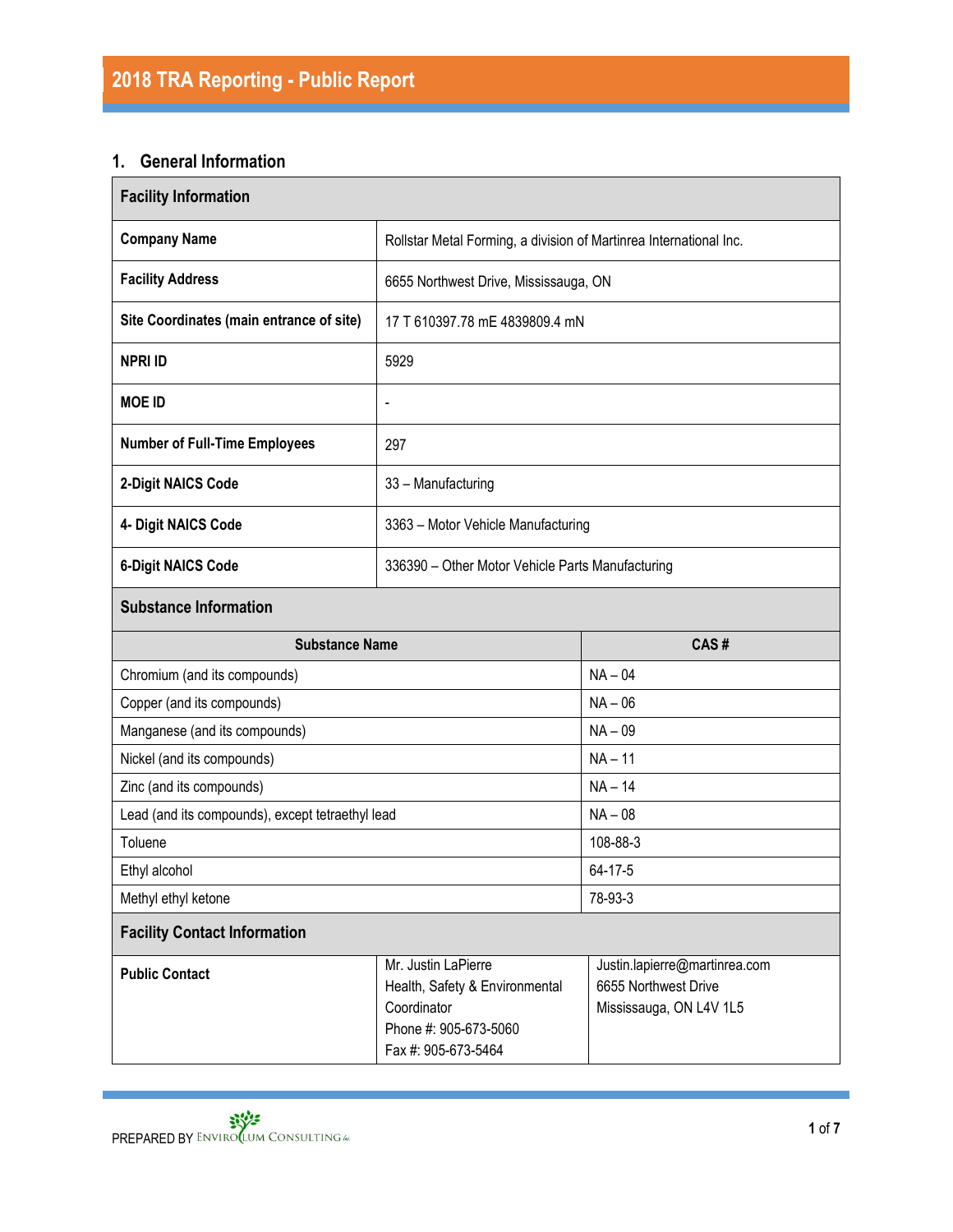# 2018 TRA Reporting - Public Report

## 1. General Information

| Facility Information | |
|---|---|
| **Company Name** | Rollstar Metal Forming, a division of Martinrea International Inc. |
| **Facility Address** | 6655 Northwest Drive, Mississauga, ON |
| **Site Coordinates (main entrance of site)** | 17 T 610397.78 mE 4839809.4 mN |
| **NPRI ID** | 5929 |
| **MOE ID** | - |
| **Number of Full-Time Employees** | 297 |
| **2-Digit NAICS Code** | 33 – Manufacturing |
| **4- Digit NAICS Code** | 3363 – Motor Vehicle Manufacturing |
| **6-Digit NAICS Code** | 336390 – Other Motor Vehicle Parts Manufacturing |

**Substance Information**

| Substance Name | CAS # |
|---|---|
| Chromium (and its compounds) | NA – 04 |
| Copper (and its compounds) | NA – 06 |
| Manganese (and its compounds) | NA – 09 |
| Nickel (and its compounds) | NA – 11 |
| Zinc (and its compounds) | NA – 14 |
| Lead (and its compounds), except tetraethyl lead | NA – 08 |
| Toluene | 108-88-3 |
| Ethyl alcohol | 64-17-5 |
| Methyl ethyl ketone | 78-93-3 |

**Facility Contact Information**

| | | |
|---|---|---|
| **Public Contact** | Mr. Justin LaPierre<br>Health, Safety & Environmental Coordinator<br>Phone #: 905-673-5060<br>Fax #: 905-673-5464 | Justin.lapierre@martinrea.com<br>6655 Northwest Drive<br>Mississauga, ON L4V 1L5 |

PREPARED BY ENVIROCLUM CONSULTING Inc.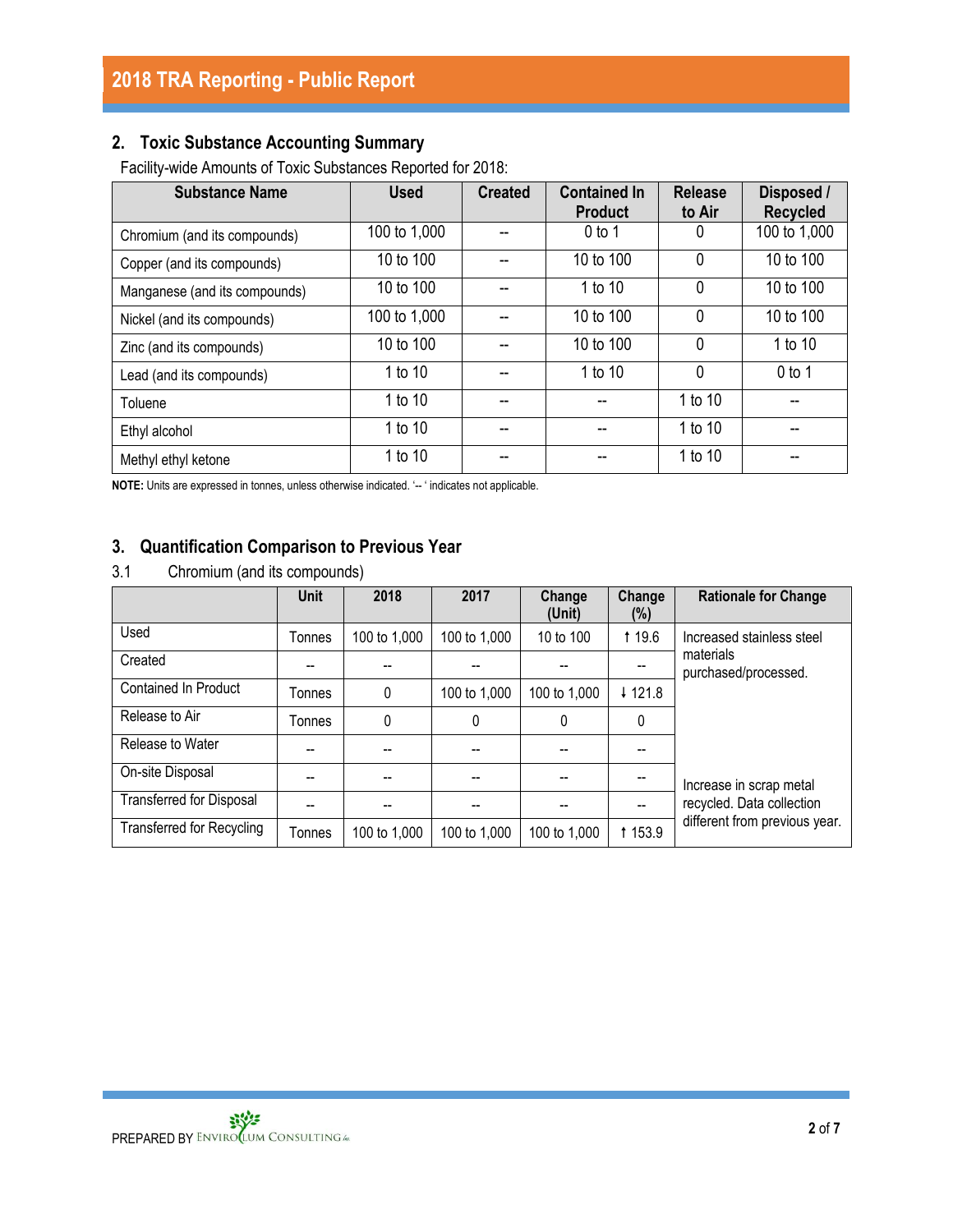## 2. Toxic Substance Accounting Summary

Facility-wide Amounts of Toxic Substances Reported for 2018:

| Substance Name | Used | Created | Contained In Product | Release to Air | Disposed / Recycled |
|---|---|---|---|---|---|
| Chromium (and its compounds) | 100 to 1,000 | -- | 0 to 1 | 0 | 100 to 1,000 |
| Copper (and its compounds) | 10 to 100 | -- | 10 to 100 | 0 | 10 to 100 |
| Manganese (and its compounds) | 10 to 100 | -- | 1 to 10 | 0 | 10 to 100 |
| Nickel (and its compounds) | 100 to 1,000 | -- | 10 to 100 | 0 | 10 to 100 |
| Zinc (and its compounds) | 10 to 100 | -- | 10 to 100 | 0 | 1 to 10 |
| Lead (and its compounds) | 1 to 10 | -- | 1 to 10 | 0 | 0 to 1 |
| Toluene | 1 to 10 | -- | -- | 1 to 10 | -- |
| Ethyl alcohol | 1 to 10 | -- | -- | 1 to 10 | -- |
| Methyl ethyl ketone | 1 to 10 | -- | -- | 1 to 10 | -- |

**NOTE:** Units are expressed in tonnes, unless otherwise indicated. '-- ' indicates not applicable.

## 3. Quantification Comparison to Previous Year

3.1 Chromium (and its compounds)

| | Unit | 2018 | 2017 | Change (Unit) | Change (%) | Rationale for Change |
|---|---|---|---|---|---|---|
| Used | Tonnes | 100 to 1,000 | 100 to 1,000 | 10 to 100 | ↑ 19.6 | Increased stainless steel materials purchased/processed. |
| Created | -- | -- | -- | -- | -- | |
| Contained In Product | Tonnes | 0 | 100 to 1,000 | 100 to 1,000 | ↓ 121.8 | |
| Release to Air | Tonnes | 0 | 0 | 0 | 0 | |
| Release to Water | -- | -- | -- | -- | -- | |
| On-site Disposal | -- | -- | -- | -- | -- | Increase in scrap metal recycled. Data collection different from previous year. |
| Transferred for Disposal | -- | -- | -- | -- | -- | |
| Transferred for Recycling | Tonnes | 100 to 1,000 | 100 to 1,000 | 100 to 1,000 | ↑ 153.9 | |

PREPARED BY ENVIROCLUM CONSULTING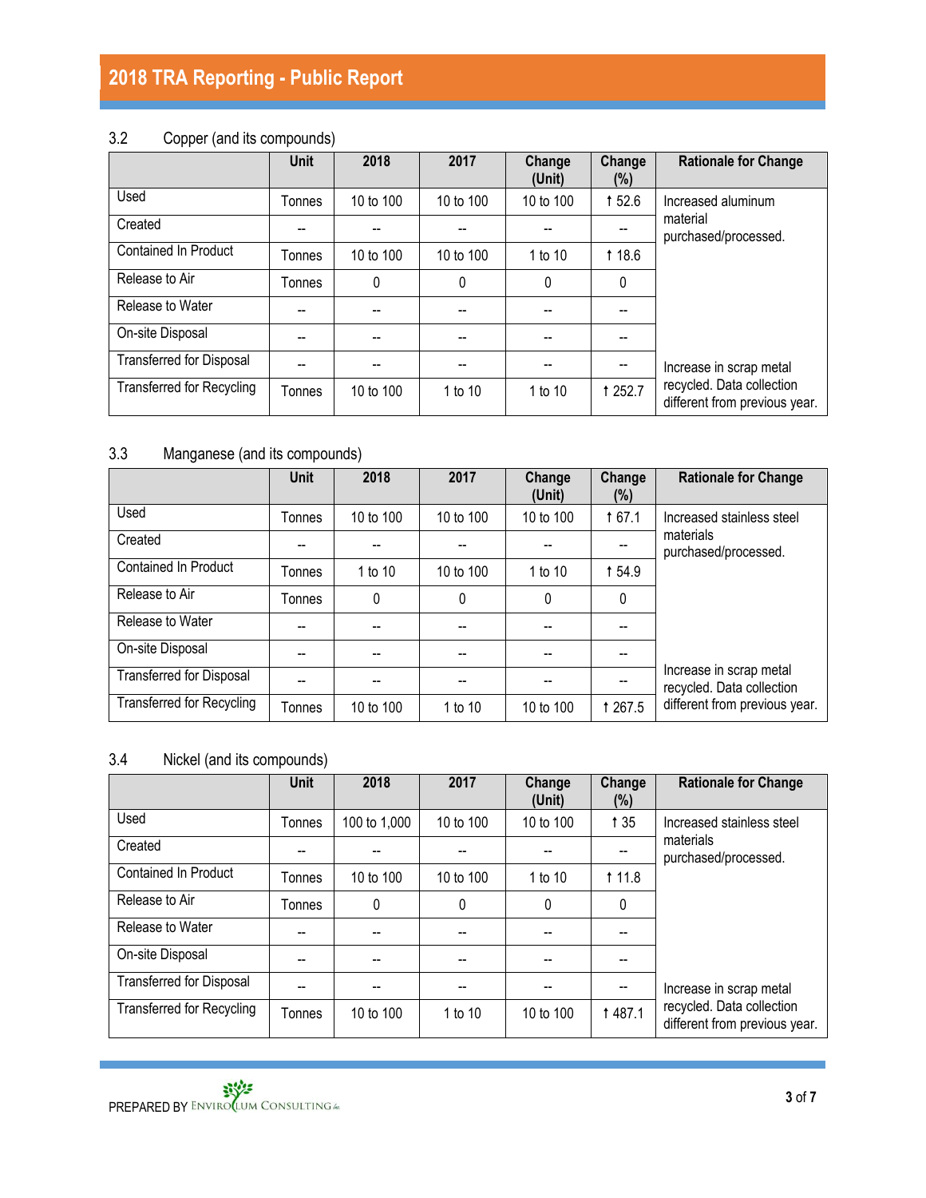### 3.2 Copper (and its compounds)

| | Unit | 2018 | 2017 | Change (Unit) | Change (%) | Rationale for Change |
|---|---|---|---|---|---|---|
| Used | Tonnes | 10 to 100 | 10 to 100 | 10 to 100 | ↑ 52.6 | Increased aluminum material purchased/processed. |
| Created | -- | -- | -- | -- | -- | |
| Contained In Product | Tonnes | 10 to 100 | 10 to 100 | 1 to 10 | ↑ 18.6 | |
| Release to Air | Tonnes | 0 | 0 | 0 | 0 | |
| Release to Water | -- | -- | -- | -- | -- | |
| On-site Disposal | -- | -- | -- | -- | -- | |
| Transferred for Disposal | -- | -- | -- | -- | -- | |
| Transferred for Recycling | Tonnes | 10 to 100 | 1 to 10 | 1 to 10 | ↑ 252.7 | Increase in scrap metal recycled. Data collection different from previous year. |

### 3.3 Manganese (and its compounds)

| | Unit | 2018 | 2017 | Change (Unit) | Change (%) | Rationale for Change |
|---|---|---|---|---|---|---|
| Used | Tonnes | 10 to 100 | 10 to 100 | 10 to 100 | ↑ 67.1 | Increased stainless steel materials purchased/processed. |
| Created | -- | -- | -- | -- | -- | |
| Contained In Product | Tonnes | 1 to 10 | 10 to 100 | 1 to 10 | ↑ 54.9 | |
| Release to Air | Tonnes | 0 | 0 | 0 | 0 | |
| Release to Water | -- | -- | -- | -- | -- | |
| On-site Disposal | -- | -- | -- | -- | -- | |
| Transferred for Disposal | -- | -- | -- | -- | -- | |
| Transferred for Recycling | Tonnes | 10 to 100 | 1 to 10 | 10 to 100 | ↑ 267.5 | Increase in scrap metal recycled. Data collection different from previous year. |

### 3.4 Nickel (and its compounds)

| | Unit | 2018 | 2017 | Change (Unit) | Change (%) | Rationale for Change |
|---|---|---|---|---|---|---|
| Used | Tonnes | 100 to 1,000 | 10 to 100 | 10 to 100 | ↑ 35 | Increased stainless steel materials purchased/processed. |
| Created | -- | -- | -- | -- | -- | |
| Contained In Product | Tonnes | 10 to 100 | 10 to 100 | 1 to 10 | ↑ 11.8 | |
| Release to Air | Tonnes | 0 | 0 | 0 | 0 | |
| Release to Water | -- | -- | -- | -- | -- | |
| On-site Disposal | -- | -- | -- | -- | -- | |
| Transferred for Disposal | -- | -- | -- | -- | -- | |
| Transferred for Recycling | Tonnes | 10 to 100 | 1 to 10 | 10 to 100 | ↑ 487.1 | Increase in scrap metal recycled. Data collection different from previous year. |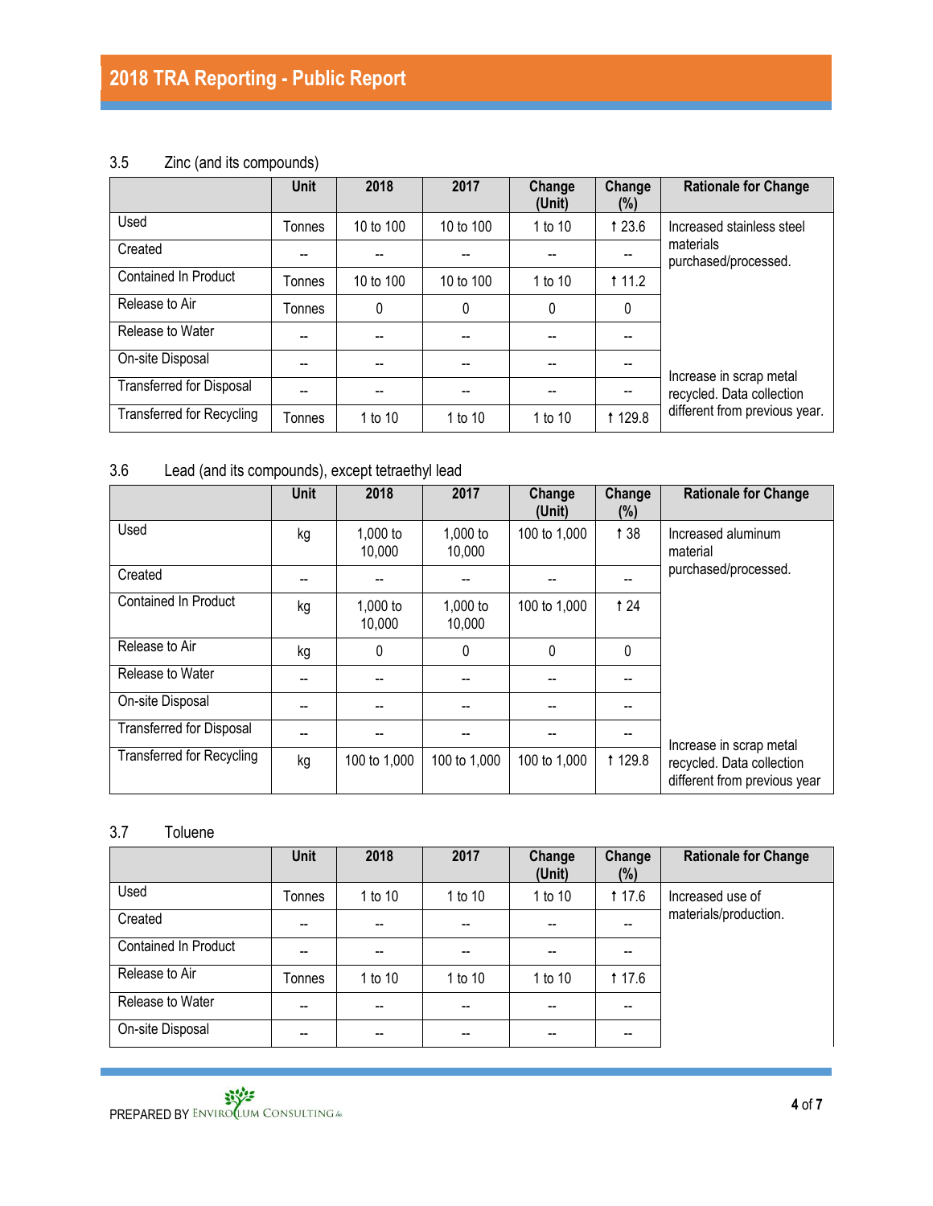### 3.5 Zinc (and its compounds)

| | Unit | 2018 | 2017 | Change (Unit) | Change (%) | Rationale for Change |
|---|---|---|---|---|---|---|
| Used | Tonnes | 10 to 100 | 10 to 100 | 1 to 10 | ↑ 23.6 | Increased stainless steel materials purchased/processed. |
| Created | -- | -- | -- | -- | -- | |
| Contained In Product | Tonnes | 10 to 100 | 10 to 100 | 1 to 10 | ↑ 11.2 | |
| Release to Air | Tonnes | 0 | 0 | 0 | 0 | |
| Release to Water | -- | -- | -- | -- | -- | |
| On-site Disposal | -- | -- | -- | -- | -- | |
| Transferred for Disposal | -- | -- | -- | -- | -- | |
| Transferred for Recycling | Tonnes | 1 to 10 | 1 to 10 | 1 to 10 | ↑ 129.8 | Increase in scrap metal recycled. Data collection different from previous year. |

### 3.6 Lead (and its compounds), except tetraethyl lead

| | Unit | 2018 | 2017 | Change (Unit) | Change (%) | Rationale for Change |
|---|---|---|---|---|---|---|
| Used | kg | 1,000 to 10,000 | 1,000 to 10,000 | 100 to 1,000 | ↑ 38 | Increased aluminum material purchased/processed. |
| Created | -- | -- | -- | -- | -- | |
| Contained In Product | kg | 1,000 to 10,000 | 1,000 to 10,000 | 100 to 1,000 | ↑ 24 | |
| Release to Air | kg | 0 | 0 | 0 | 0 | |
| Release to Water | -- | -- | -- | -- | -- | |
| On-site Disposal | -- | -- | -- | -- | -- | |
| Transferred for Disposal | -- | -- | -- | -- | -- | |
| Transferred for Recycling | kg | 100 to 1,000 | 100 to 1,000 | 100 to 1,000 | ↑ 129.8 | Increase in scrap metal recycled. Data collection different from previous year |

### 3.7 Toluene

| | Unit | 2018 | 2017 | Change (Unit) | Change (%) | Rationale for Change |
|---|---|---|---|---|---|---|
| Used | Tonnes | 1 to 10 | 1 to 10 | 1 to 10 | ↑ 17.6 | Increased use of materials/production. |
| Created | -- | -- | -- | -- | -- | |
| Contained In Product | -- | -- | -- | -- | -- | |
| Release to Air | Tonnes | 1 to 10 | 1 to 10 | 1 to 10 | ↑ 17.6 | |
| Release to Water | -- | -- | -- | -- | -- | |
| On-site Disposal | -- | -- | -- | -- | -- | |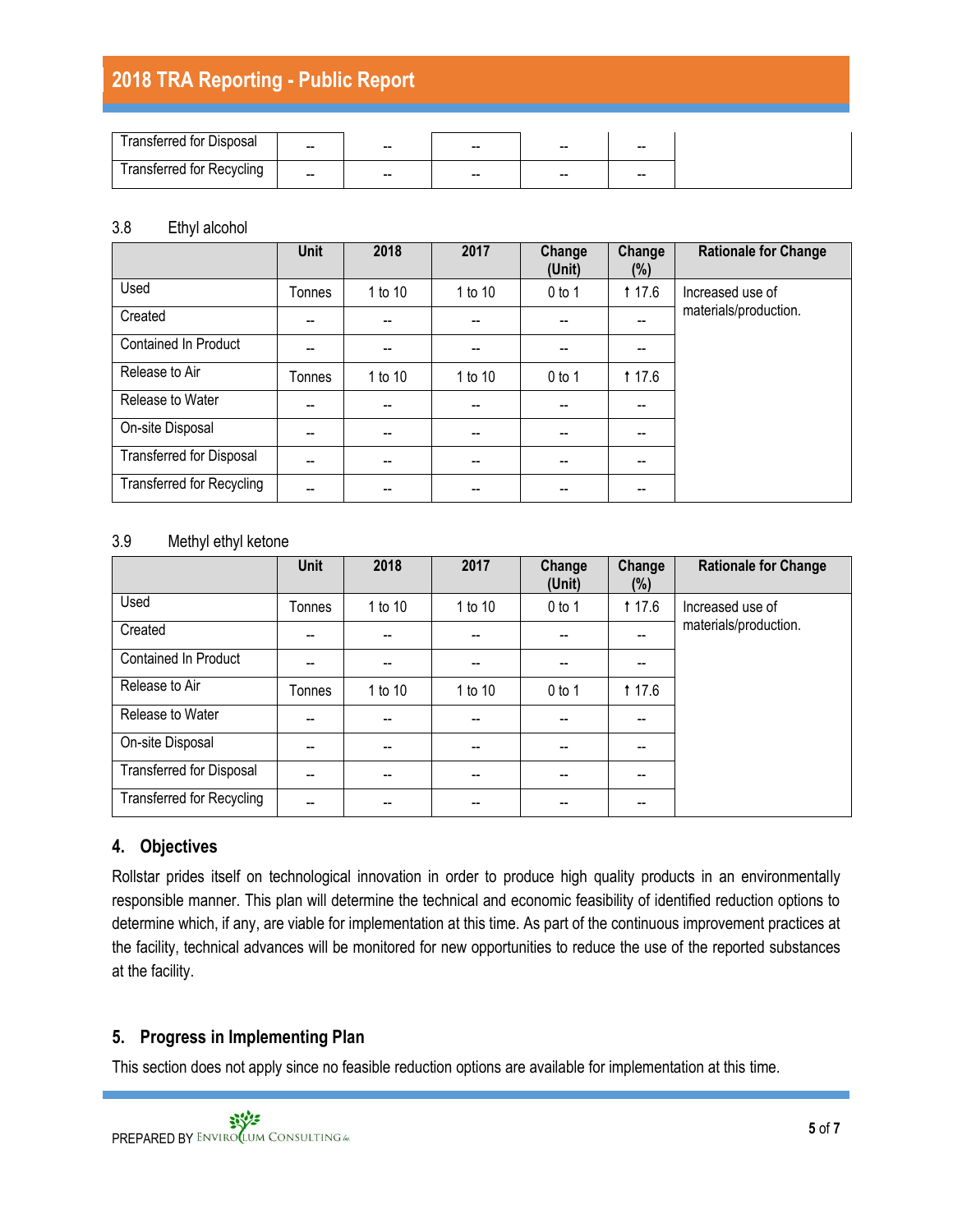| Transferred for Disposal | -- | -- | -- | -- | -- | |
|---|---|---|---|---|---|---|
| Transferred for Recycling | -- | -- | -- | -- | -- | |

3.8 Ethyl alcohol

| | Unit | 2018 | 2017 | Change (Unit) | Change (%) | Rationale for Change |
|---|---|---|---|---|---|---|
| Used | Tonnes | 1 to 10 | 1 to 10 | 0 to 1 | ↑ 17.6 | Increased use of materials/production. |
| Created | -- | -- | -- | -- | -- | |
| Contained In Product | -- | -- | -- | -- | -- | |
| Release to Air | Tonnes | 1 to 10 | 1 to 10 | 0 to 1 | ↑ 17.6 | |
| Release to Water | -- | -- | -- | -- | -- | |
| On-site Disposal | -- | -- | -- | -- | -- | |
| Transferred for Disposal | -- | -- | -- | -- | -- | |
| Transferred for Recycling | -- | -- | -- | -- | -- | |

3.9 Methyl ethyl ketone

| | Unit | 2018 | 2017 | Change (Unit) | Change (%) | Rationale for Change |
|---|---|---|---|---|---|---|
| Used | Tonnes | 1 to 10 | 1 to 10 | 0 to 1 | ↑ 17.6 | Increased use of materials/production. |
| Created | -- | -- | -- | -- | -- | |
| Contained In Product | -- | -- | -- | -- | -- | |
| Release to Air | Tonnes | 1 to 10 | 1 to 10 | 0 to 1 | ↑ 17.6 | |
| Release to Water | -- | -- | -- | -- | -- | |
| On-site Disposal | -- | -- | -- | -- | -- | |
| Transferred for Disposal | -- | -- | -- | -- | -- | |
| Transferred for Recycling | -- | -- | -- | -- | -- | |

## 4. Objectives

Rollstar prides itself on technological innovation in order to produce high quality products in an environmentally responsible manner. This plan will determine the technical and economic feasibility of identified reduction options to determine which, if any, are viable for implementation at this time. As part of the continuous improvement practices at the facility, technical advances will be monitored for new opportunities to reduce the use of the reported substances at the facility.

## 5. Progress in Implementing Plan

This section does not apply since no feasible reduction options are available for implementation at this time.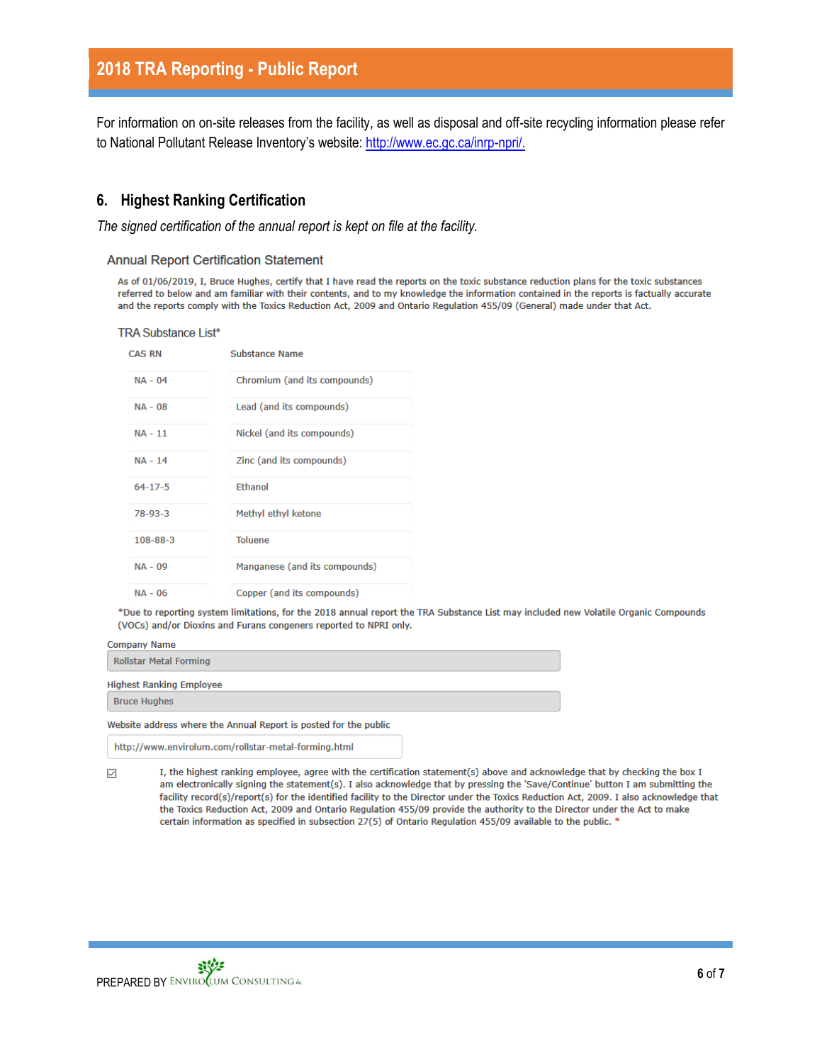For information on on-site releases from the facility, as well as disposal and off-site recycling information please refer to National Pollutant Release Inventory's website: http://www.ec.gc.ca/inrp-npri/.

## 6. Highest Ranking Certification

*The signed certification of the annual report is kept on file at the facility.*

### Annual Report Certification Statement

As of 01/06/2019, I, Bruce Hughes, certify that I have read the reports on the toxic substance reduction plans for the toxic substances referred to below and am familiar with their contents, and to my knowledge the information contained in the reports is factually accurate and the reports comply with the Toxics Reduction Act, 2009 and Ontario Regulation 455/09 (General) made under that Act.

#### TRA Substance List*

| CAS RN | Substance Name |
|---|---|
| NA - 04 | Chromium (and its compounds) |
| NA - 08 | Lead (and its compounds) |
| NA - 11 | Nickel (and its compounds) |
| NA - 14 | Zinc (and its compounds) |
| 64-17-5 | Ethanol |
| 78-93-3 | Methyl ethyl ketone |
| 108-88-3 | Toluene |
| NA - 09 | Manganese (and its compounds) |
| NA - 06 | Copper (and its compounds) |

*Due to reporting system limitations, for the 2018 annual report the TRA Substance List may included new Volatile Organic Compounds (VOCs) and/or Dioxins and Furans congeners reported to NPRI only.

Company Name

Rollstar Metal Forming

Highest Ranking Employee

Bruce Hughes

Website address where the Annual Report is posted for the public

http://www.envirolum.com/rollstar-metal-forming.html

☑ I, the highest ranking employee, agree with the certification statement(s) above and acknowledge that by checking the box I am electronically signing the statement(s). I also acknowledge that by pressing the 'Save/Continue' button I am submitting the facility record(s)/report(s) for the identified facility to the Director under the Toxics Reduction Act, 2009. I also acknowledge that the Toxics Reduction Act, 2009 and Ontario Regulation 455/09 provide the authority to the Director under the Act to make certain information as specified in subsection 27(5) of Ontario Regulation 455/09 available to the public. *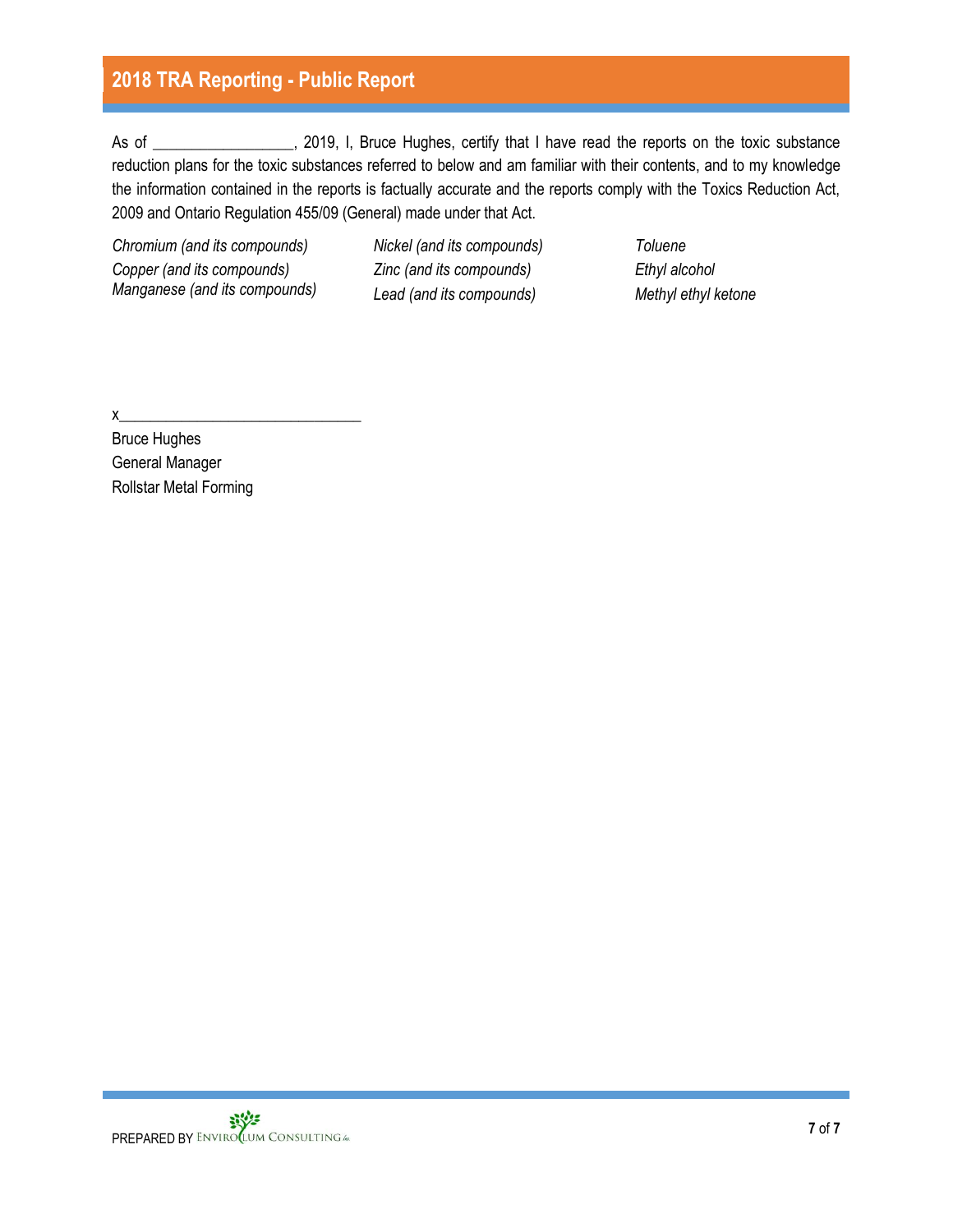As of __________________, 2019, I, Bruce Hughes, certify that I have read the reports on the toxic substance reduction plans for the toxic substances referred to below and am familiar with their contents, and to my knowledge the information contained in the reports is factually accurate and the reports comply with the Toxics Reduction Act, 2009 and Ontario Regulation 455/09 (General) made under that Act.

*Chromium (and its compounds)*
*Copper (and its compounds)*
*Manganese (and its compounds)*
*Nickel (and its compounds)*
*Zinc (and its compounds)*
*Lead (and its compounds)*
*Toluene*
*Ethyl alcohol*
*Methyl ethyl ketone*

x_______________________________

Bruce Hughes
General Manager
Rollstar Metal Forming